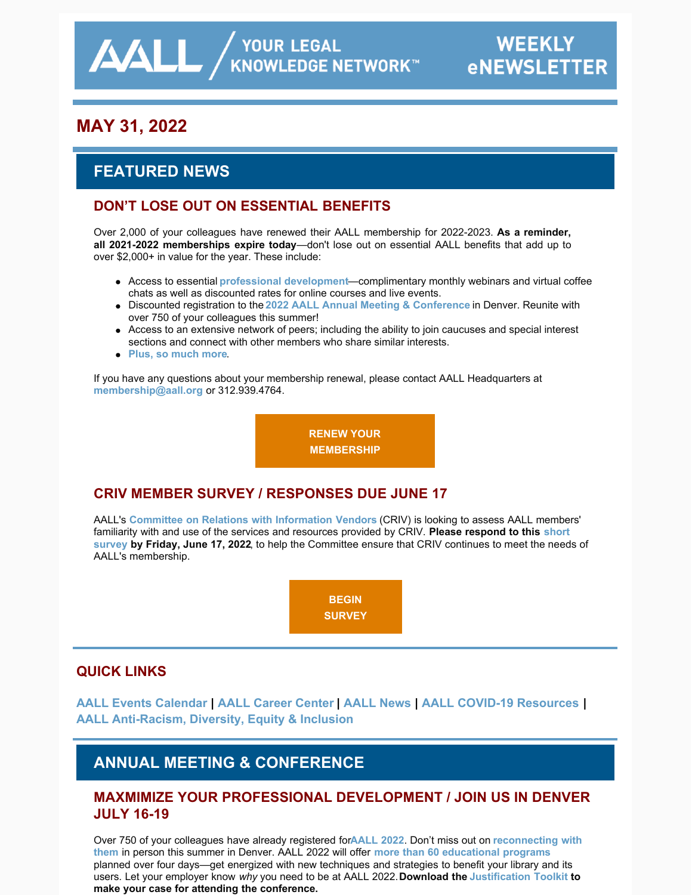# AALL / YOUR LEGAL KNOWLEDGE NETWORK™ WEEKLY eNEWSLETTER

## MAY 31, 2022

## FEATURED NEWS

### DON'T LOSE OUT ON ESSENTIAL BENEFITS

Over 2,000 of your colleagues have renewed their AALL membership for 2022-2023. **As a reminder, all 2021-2022 memberships expire today**—don't lose out on essential AALL benefits that add up to over $2,000+ in value for the year. These include:

- Access to essential **professional development**—complimentary monthly webinars and virtual coffee chats as well as discounted rates for online courses and live events.
- Discounted registration to the **2022 AALL Annual Meeting & Conference** in Denver. Reunite with over 750 of your colleagues this summer!
- Access to an extensive network of peers; including the ability to join caucuses and special interest sections and connect with other members who share similar interests.
- **Plus, so much more**.

If you have any questions about your membership renewal, please contact AALL Headquarters at **membership@aall.org** or 312.939.4764.

**RENEW YOUR MEMBERSHIP**

### CRIV MEMBER SURVEY / RESPONSES DUE JUNE 17

AALL's **Committee on Relations with Information Vendors** (CRIV) is looking to assess AALL members' familiarity with and use of the services and resources provided by CRIV. **Please respond to this short survey by Friday, June 17, 2022**, to help the Committee ensure that CRIV continues to meet the needs of AALL's membership.

**BEGIN SURVEY**

## QUICK LINKS

**AALL Events Calendar** | **AALL Career Center** | **AALL News** | **AALL COVID-19 Resources** | **AALL Anti-Racism, Diversity, Equity & Inclusion**

## ANNUAL MEETING & CONFERENCE

### MAXMIMIZE YOUR PROFESSIONAL DEVELOPMENT / JOIN US IN DENVER JULY 16-19

Over 750 of your colleagues have already registered for **AALL 2022**. Don't miss out on **reconnecting with them** in person this summer in Denver. AALL 2022 will offer **more than 60 educational programs** planned over four days—get energized with new techniques and strategies to benefit your library and its users. Let your employer know *why* you need to be at AALL 2022. **Download the Justification Toolkit to make your case for attending the conference.**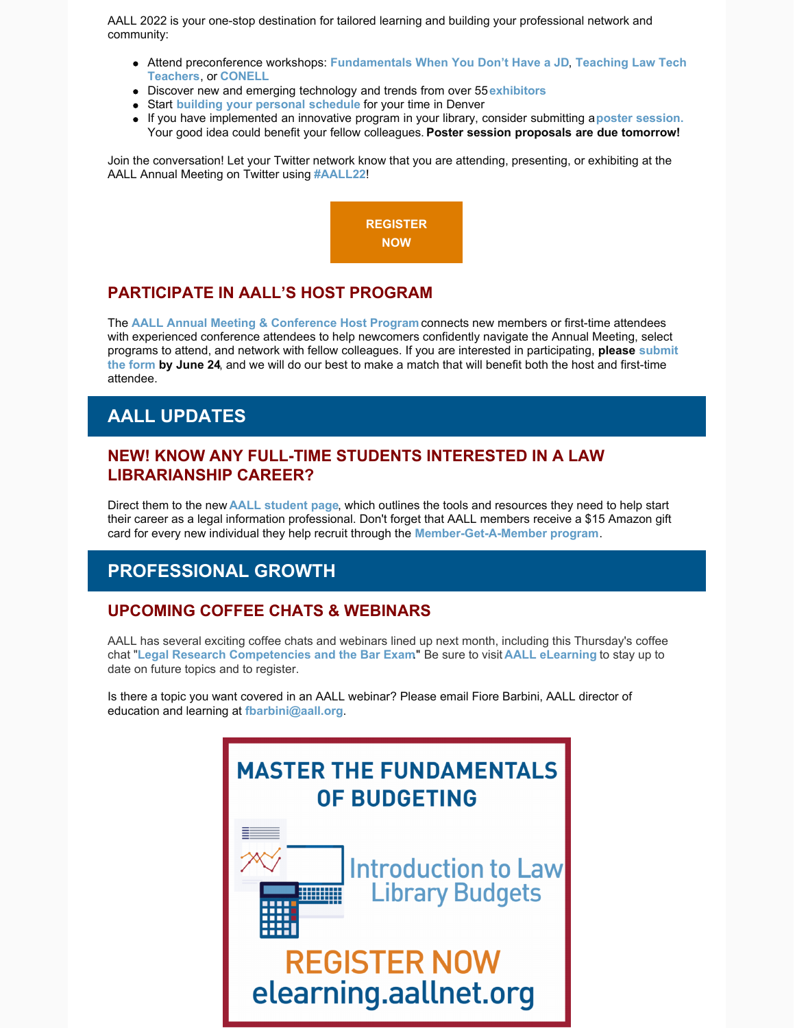AALL 2022 is your one-stop destination for tailored learning and building your professional network and community:

- Attend preconference workshops: **Fundamentals When You Don't Have a JD**, **Teaching Law Tech Teachers**, or **CONELL**
- Discover new and emerging technology and trends from over 55 **exhibitors**
- Start **building your personal schedule** for your time in Denver
- If you have implemented an innovative program in your library, consider submitting a **poster session.** Your good idea could benefit your fellow colleagues. **Poster session proposals are due tomorrow!**

Join the conversation! Let your Twitter network know that you are attending, presenting, or exhibiting at the AALL Annual Meeting on Twitter using **#AALL22**!

**REGISTER NOW**

### PARTICIPATE IN AALL'S HOST PROGRAM

The **AALL Annual Meeting & Conference Host Program** connects new members or first-time attendees with experienced conference attendees to help newcomers confidently navigate the Annual Meeting, select programs to attend, and network with fellow colleagues. If you are interested in participating, **please submit the form by June 24**, and we will do our best to make a match that will benefit both the host and first-time attendee.

## AALL UPDATES

### NEW! KNOW ANY FULL-TIME STUDENTS INTERESTED IN A LAW LIBRARIANSHIP CAREER?

Direct them to the new **AALL student page**, which outlines the tools and resources they need to help start their career as a legal information professional. Don't forget that AALL members receive a $15 Amazon gift card for every new individual they help recruit through the **Member-Get-A-Member program**.

## PROFESSIONAL GROWTH

### UPCOMING COFFEE CHATS & WEBINARS

AALL has several exciting coffee chats and webinars lined up next month, including this Thursday's coffee chat "**Legal Research Competencies and the Bar Exam**" Be sure to visit **AALL eLearning** to stay up to date on future topics and to register.

Is there a topic you want covered in an AALL webinar? Please email Fiore Barbini, AALL director of education and learning at **fbarbini@aall.org**.

MASTER THE FUNDAMENTALS OF BUDGETING

Introduction to Law Library Budgets

REGISTER NOW

elearning.aallnet.org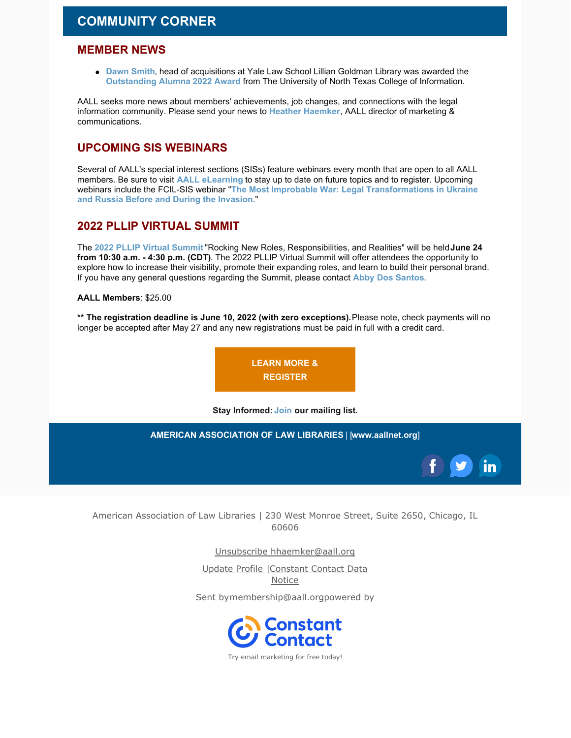# COMMUNITY CORNER

## MEMBER NEWS

- **Dawn Smith**, head of acquisitions at Yale Law School Lillian Goldman Library was awarded the **Outstanding Alumna 2022 Award** from The University of North Texas College of Information.

AALL seeks more news about members' achievements, job changes, and connections with the legal information community. Please send your news to **Heather Haemker**, AALL director of marketing & communications.

## UPCOMING SIS WEBINARS

Several of AALL's special interest sections (SISs) feature webinars every month that are open to all AALL members. Be sure to visit **AALL eLearning** to stay up to date on future topics and to register. Upcoming webinars include the FCIL-SIS webinar "**The Most Improbable War: Legal Transformations in Ukraine and Russia Before and During the Invasion**."

## 2022 PLLIP VIRTUAL SUMMIT

The **2022 PLLIP Virtual Summit** "Rocking New Roles, Responsibilities, and Realities" will be held **June 24 from 10:30 a.m. - 4:30 p.m. (CDT)**. The 2022 PLLIP Virtual Summit will offer attendees the opportunity to explore how to increase their visibility, promote their expanding roles, and learn to build their personal brand. If you have any general questions regarding the Summit, please contact **Abby Dos Santos**.

**AALL Members**: $25.00

**** The registration deadline is June 10, 2022 (with zero exceptions).** Please note, check payments will no longer be accepted after May 27 and any new registrations must be paid in full with a credit card.

**LEARN MORE & REGISTER**

**Stay Informed: Join our mailing list.**

**AMERICAN ASSOCIATION OF LAW LIBRARIES | [www.aallnet.org]**

American Association of Law Libraries | 230 West Monroe Street, Suite 2650, Chicago, IL 60606

Unsubscribe hhaemker@aall.org

Update Profile | Constant Contact Data Notice

Sent by membership@aall.org powered by

Constant Contact

Try email marketing for free today!